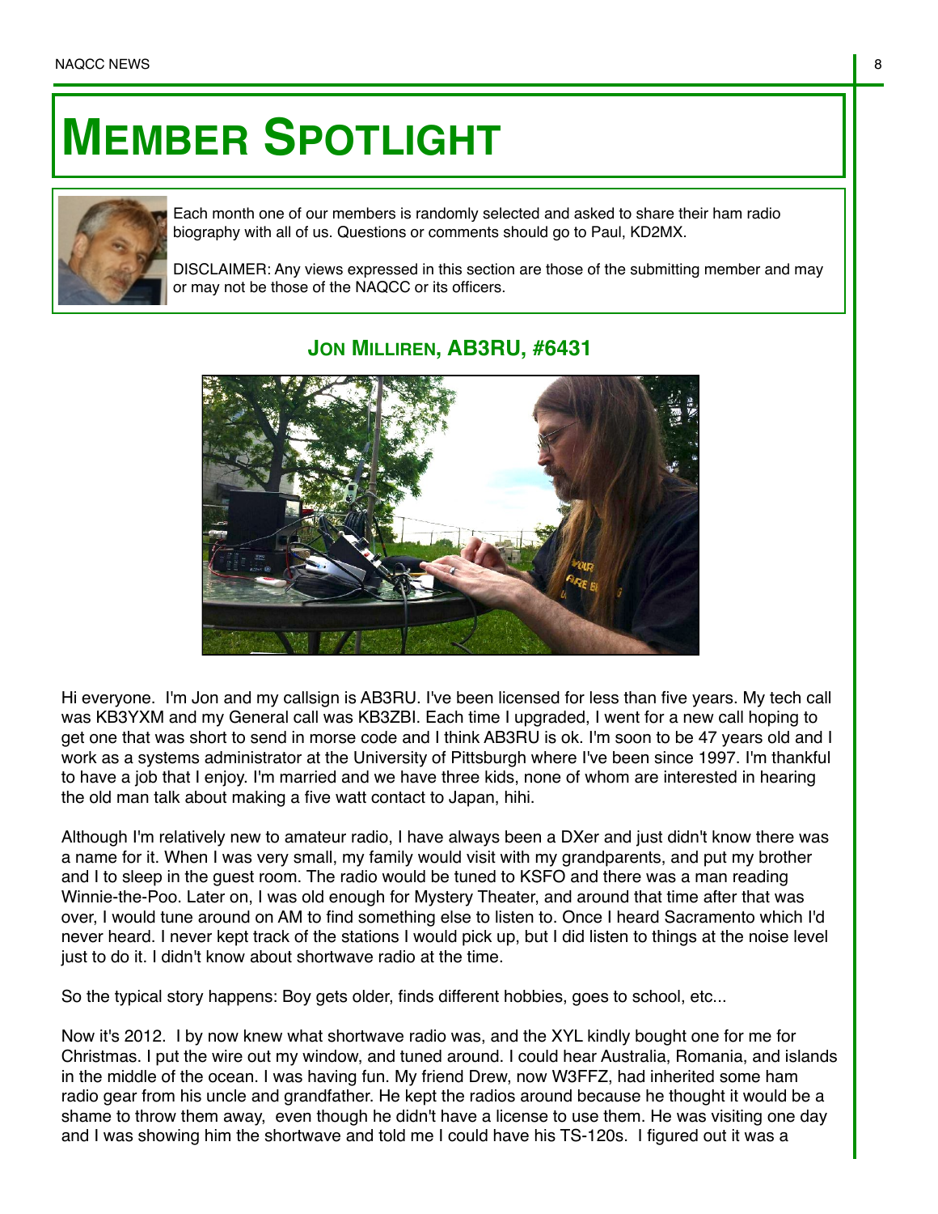# MEMBER SPOTLIGHT

Each month one of our members is randomly selected and asked to share their ham radio biography with all of us. Questions or comments should go to Paul, KD2MX.

DISCLAIMER: Any views expressed in this section are those of the submitting member and may or may not be those of the NAQCC or its officers.

## JON MILLIREN, AB3RU, #6431

Hi everyone. I'm Jon and my callsign is AB3RU. I've been licensed for less than five years. My tech call was KB3YXM and my General call was KB3ZBI. Each time I upgraded, I went for a new call hoping to get one that was short to send in morse code and I think AB3RU is ok. I'm soon to be 47 years old and I work as a systems administrator at the University of Pittsburgh where I've been since 1997. I'm thankful to have a job that I enjoy. I'm married and we have three kids, none of whom are interested in hearing the old man talk about making a five watt contact to Japan, hihi.

Although I'm relatively new to amateur radio, I have always been a DXer and just didn't know there was a name for it. When I was very small, my family would visit with my grandparents, and put my brother and I to sleep in the guest room. The radio would be tuned to KSFO and there was a man reading Winnie-the-Poo. Later on, I was old enough for Mystery Theater, and around that time after that was over, I would tune around on AM to find something else to listen to. Once I heard Sacramento which I'd never heard. I never kept track of the stations I would pick up, but I did listen to things at the noise level just to do it. I didn't know about shortwave radio at the time.

So the typical story happens: Boy gets older, finds different hobbies, goes to school, etc...

Now it's 2012. I by now knew what shortwave radio was, and the XYL kindly bought one for me for Christmas. I put the wire out my window, and tuned around. I could hear Australia, Romania, and islands in the middle of the ocean. I was having fun. My friend Drew, now W3FFZ, had inherited some ham radio gear from his uncle and grandfather. He kept the radios around because he thought it would be a shame to throw them away, even though he didn't have a license to use them. He was visiting one day and I was showing him the shortwave and told me I could have his TS-120s. I figured out it was a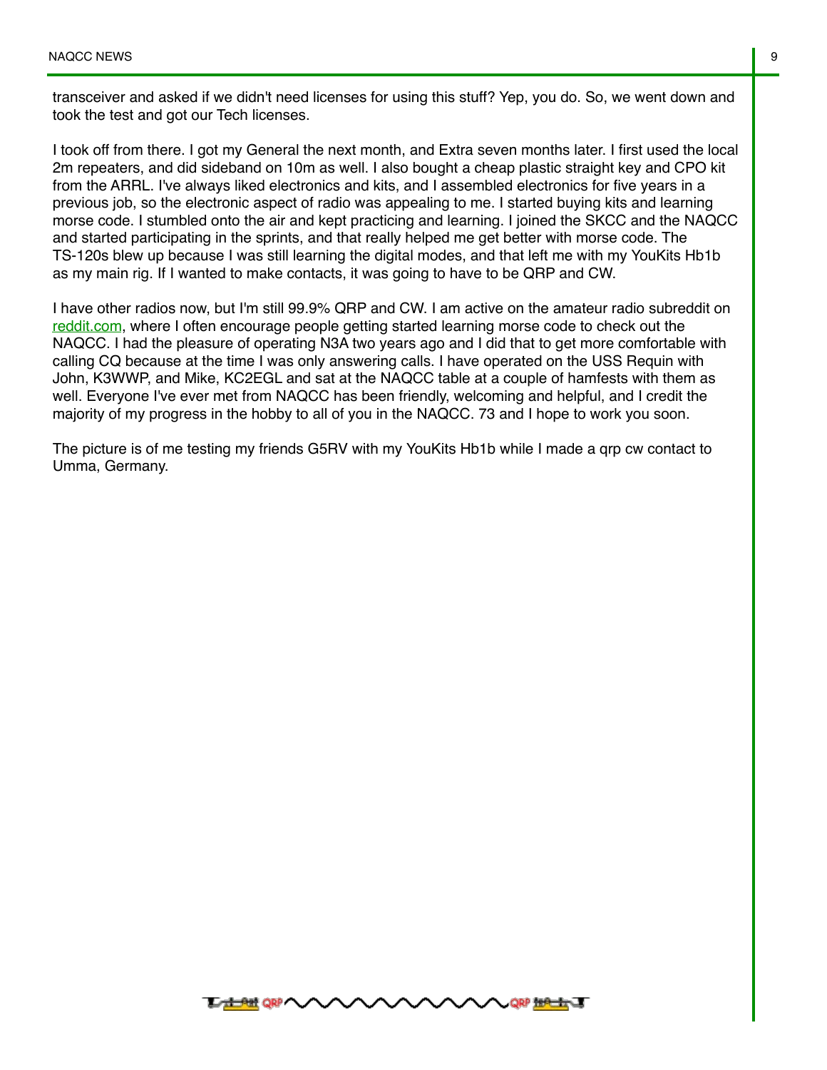transceiver and asked if we didn't need licenses for using this stuff? Yep, you do. So, we went down and took the test and got our Tech licenses.

I took off from there. I got my General the next month, and Extra seven months later. I first used the local 2m repeaters, and did sideband on 10m as well. I also bought a cheap plastic straight key and CPO kit from the ARRL. I've always liked electronics and kits, and I assembled electronics for five years in a previous job, so the electronic aspect of radio was appealing to me. I started buying kits and learning morse code. I stumbled onto the air and kept practicing and learning. I joined the SKCC and the NAQCC and started participating in the sprints, and that really helped me get better with morse code. The TS-120s blew up because I was still learning the digital modes, and that left me with my YouKits Hb1b as my main rig. If I wanted to make contacts, it was going to have to be QRP and CW.

I have other radios now, but I'm still 99.9% QRP and CW. I am active on the amateur radio subreddit on [reddit.com](reddit.com), where I often encourage people getting started learning morse code to check out the NAQCC. I had the pleasure of operating N3A two years ago and I did that to get more comfortable with calling CQ because at the time I was only answering calls. I have operated on the USS Requin with John, K3WWP, and Mike, KC2EGL and sat at the NAQCC table at a couple of hamfests with them as well. Everyone I've ever met from NAQCC has been friendly, welcoming and helpful, and I credit the majority of my progress in the hobby to all of you in the NAQCC. 73 and I hope to work you soon.

The picture is of me testing my friends G5RV with my YouKits Hb1b while I made a qrp cw contact to Umma, Germany.